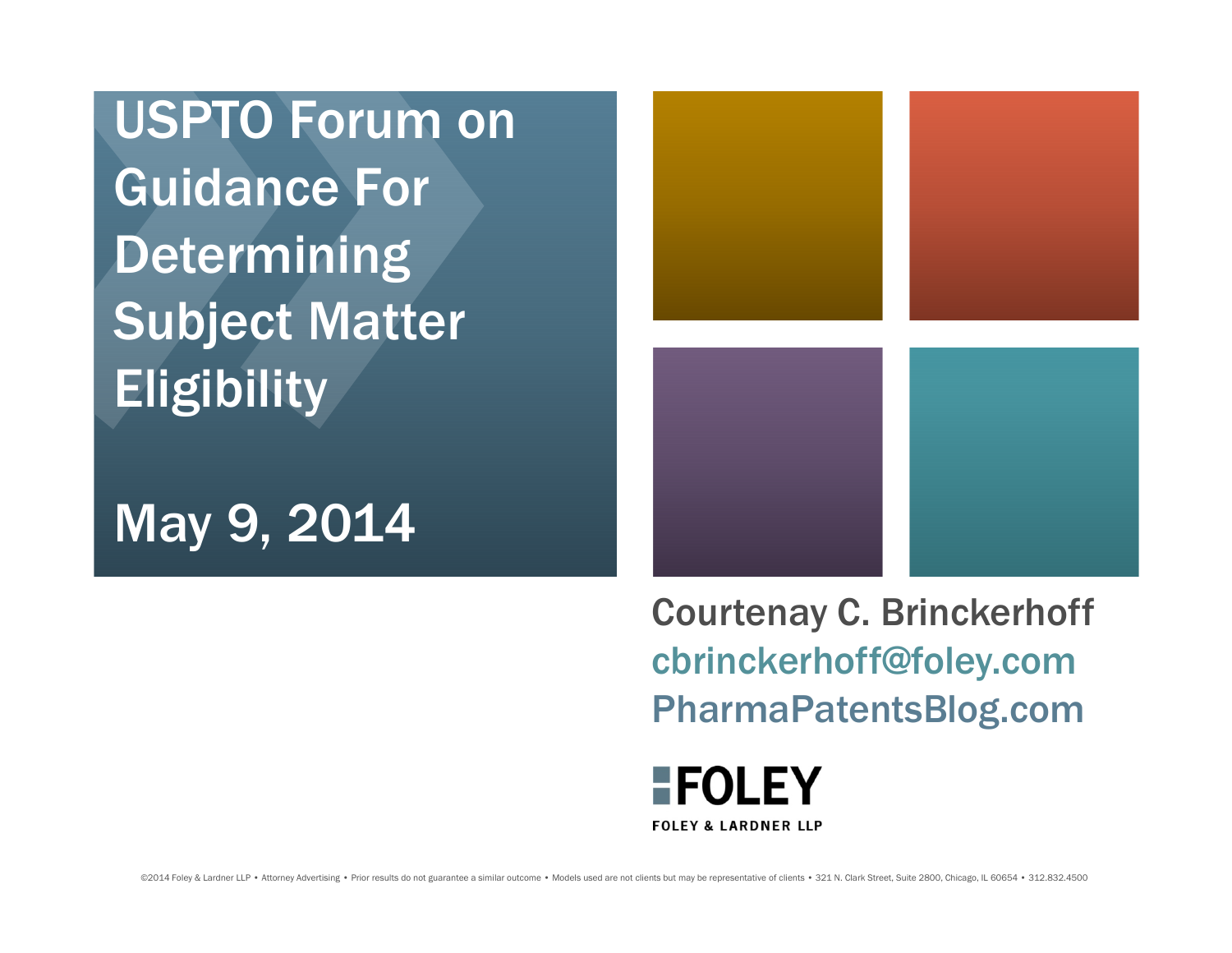# USPTO Forum on Guidance For Determining Subject Matter Eligibility

May 9, 2014

Courtenay C. Brinckerhoff

cbrinckerhoff@foley.com

PharmaPatentsBlog.com

FOLEY

FOLEY & LARDNER LLP

©2014 Foley & Lardner LLP • Attorney Advertising • Prior results do not guarantee a similar outcome • Models used are not clients but may be representative of clients • 321 N. Clark Street, Suite 2800, Chicago, IL 60654 • 312.832.4500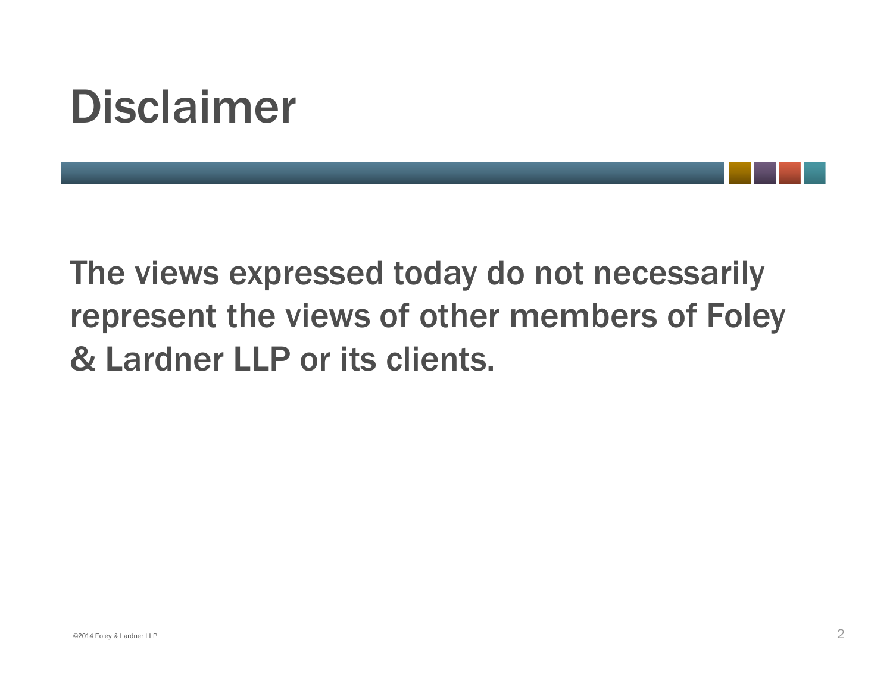# Disclaimer

**The views expressed today do not necessarily represent the views of other members of Foley & Lardner LLP or its clients.**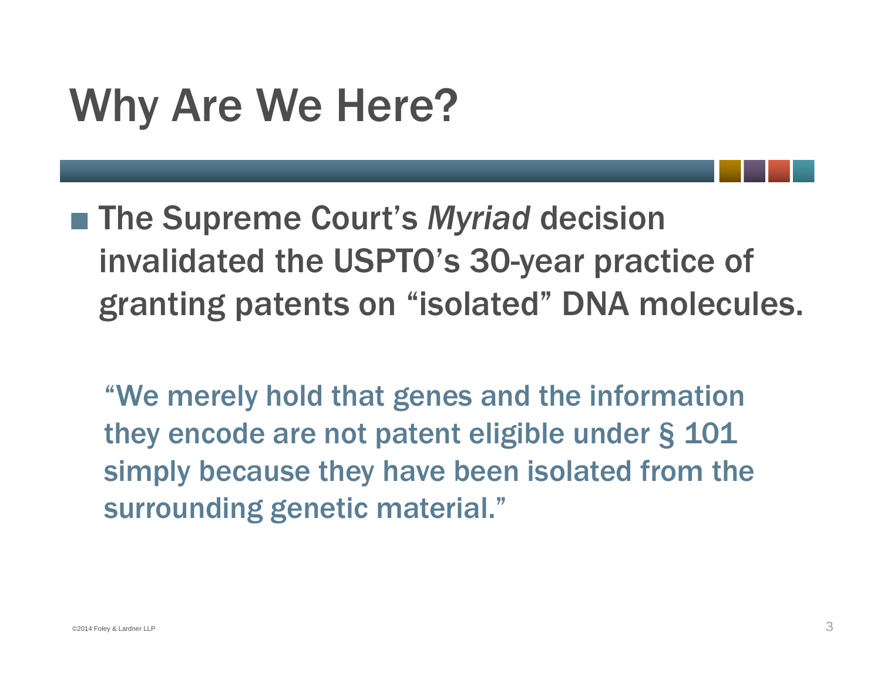# Why Are We Here?

- The Supreme Court's *Myriad* decision invalidated the USPTO's 30-year practice of granting patents on "isolated" DNA molecules.

> "We merely hold that genes and the information they encode are not patent eligible under § 101 simply because they have been isolated from the surrounding genetic material."

©2014 Foley & Lardner LLP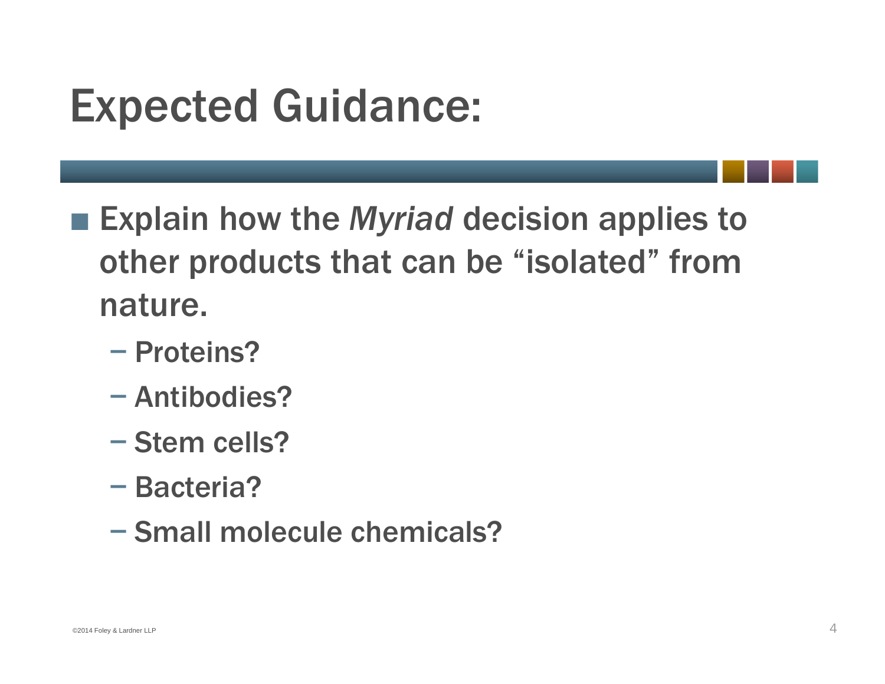# Expected Guidance:

- Explain how the *Myriad* decision applies to other products that can be “isolated” from nature.
  - Proteins?
  - Antibodies?
  - Stem cells?
  - Bacteria?
  - Small molecule chemicals?

©2014 Foley & Lardner LLP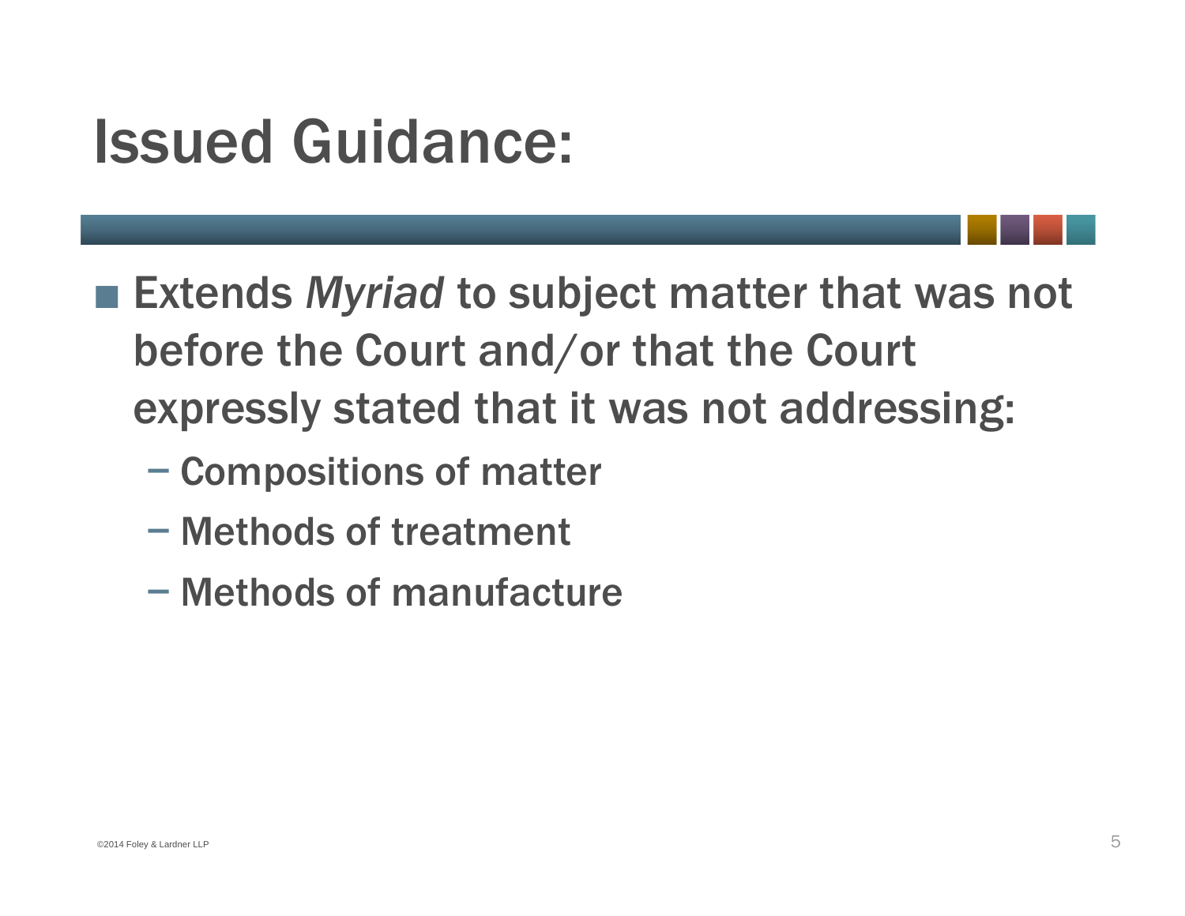# Issued Guidance:

- Extends *Myriad* to subject matter that was not before the Court and/or that the Court expressly stated that it was not addressing:
  - Compositions of matter
  - Methods of treatment
  - Methods of manufacture

©2014 Foley & Lardner LLP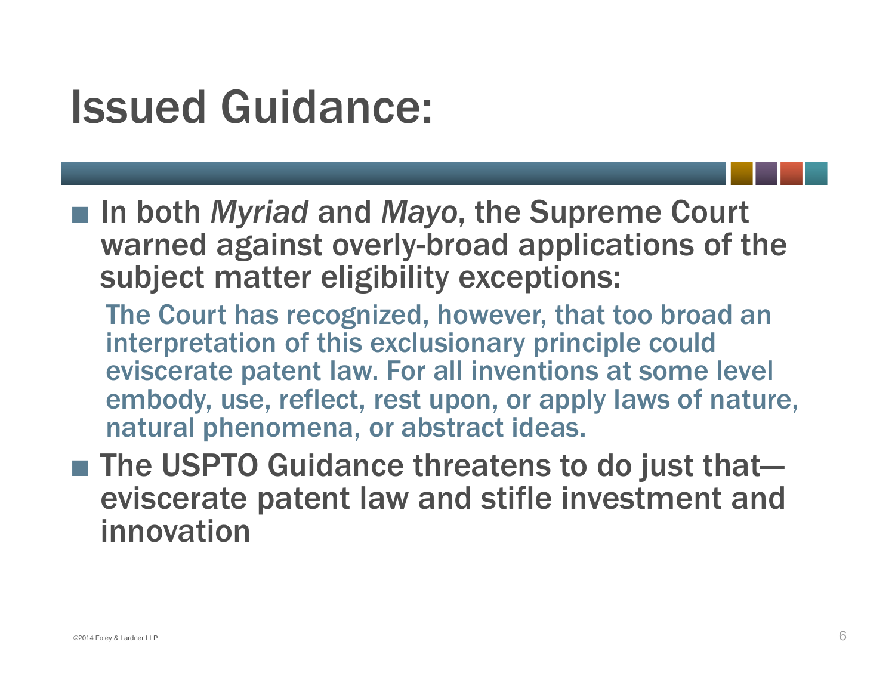# Issued Guidance:

- In both *Myriad* and *Mayo*, the Supreme Court warned against overly-broad applications of the subject matter eligibility exceptions:

  The Court has recognized, however, that too broad an interpretation of this exclusionary principle could eviscerate patent law. For all inventions at some level embody, use, reflect, rest upon, or apply laws of nature, natural phenomena, or abstract ideas.

- The USPTO Guidance threatens to do just that—eviscerate patent law and stifle investment and innovation

©2014 Foley & Lardner LLP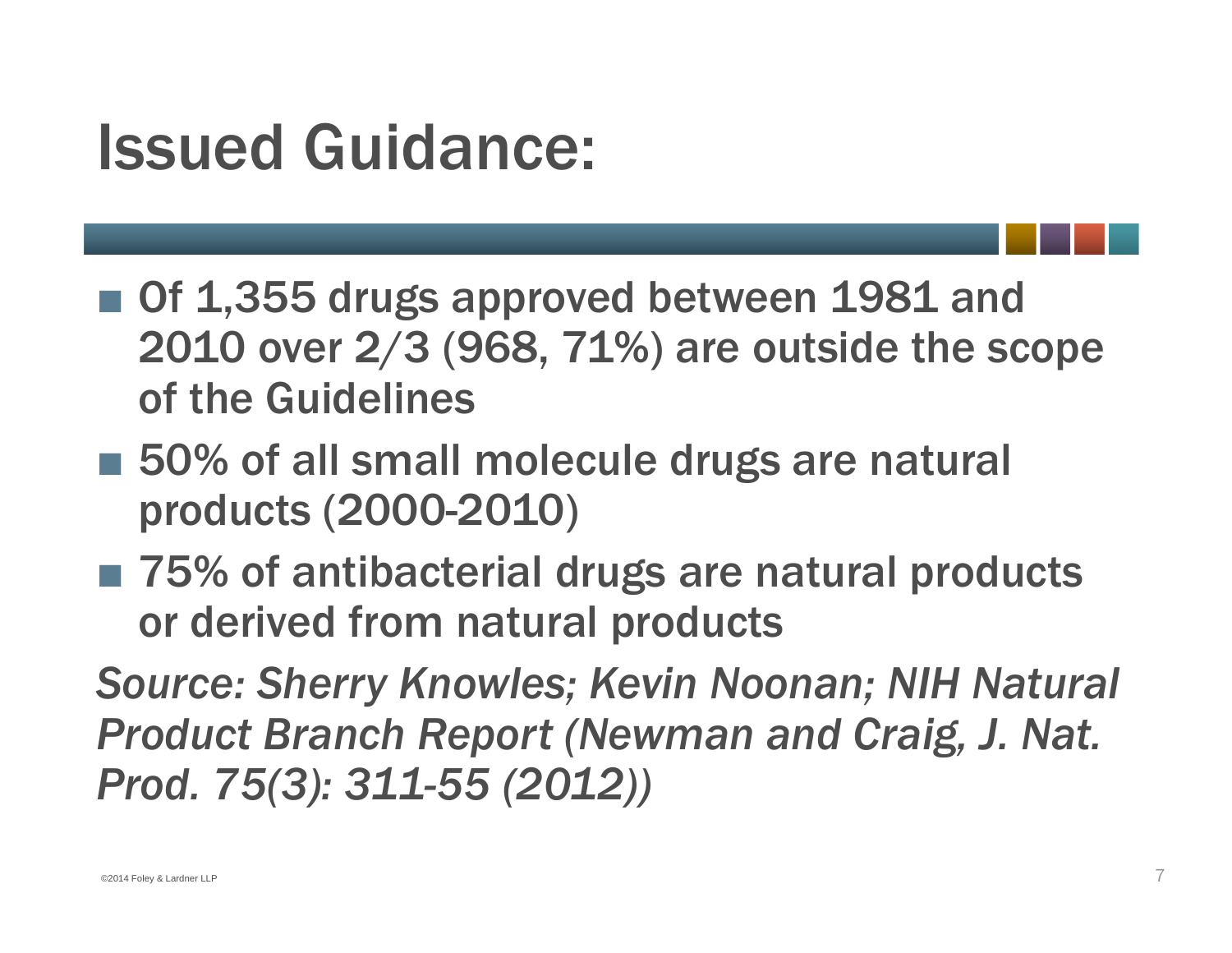# Issued Guidance:

- Of 1,355 drugs approved between 1981 and 2010 over 2/3 (968, 71%) are outside the scope of the Guidelines
- 50% of all small molecule drugs are natural products (2000-2010)
- 75% of antibacterial drugs are natural products or derived from natural products

*Source: Sherry Knowles; Kevin Noonan; NIH Natural Product Branch Report (Newman and Craig, J. Nat. Prod. 75(3): 311-55 (2012))*

©2014 Foley & Lardner LLP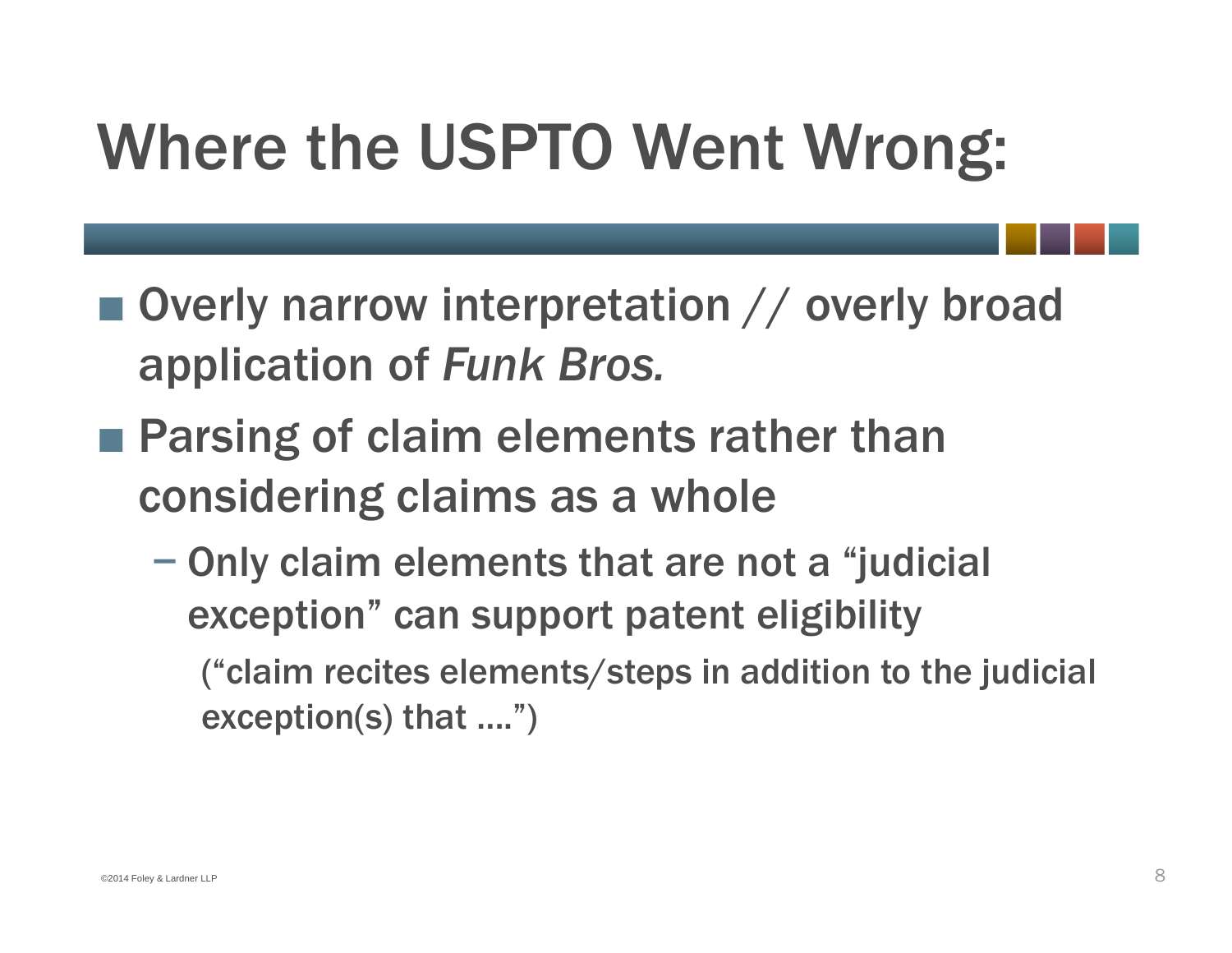# Where the USPTO Went Wrong:

- Overly narrow interpretation // overly broad application of *Funk Bros.*
- Parsing of claim elements rather than considering claims as a whole
  - Only claim elements that are not a "judicial exception" can support patent eligibility

    ("claim recites elements/steps in addition to the judicial exception(s) that ….")

©2014 Foley & Lardner LLP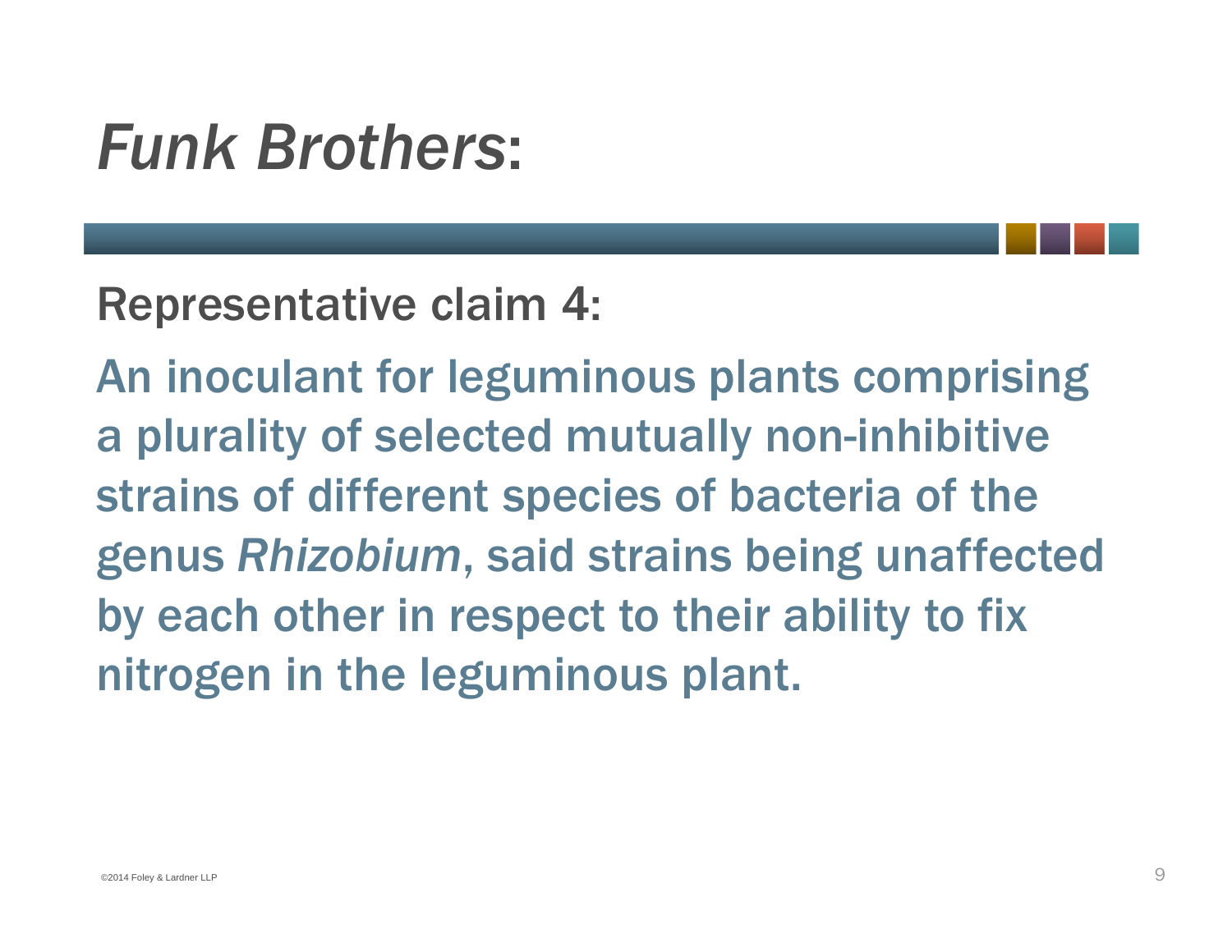# *Funk Brothers*:

Representative claim 4:

An inoculant for leguminous plants comprising a plurality of selected mutually non-inhibitive strains of different species of bacteria of the genus *Rhizobium*, said strains being unaffected by each other in respect to their ability to fix nitrogen in the leguminous plant.

©2014 Foley & Lardner LLP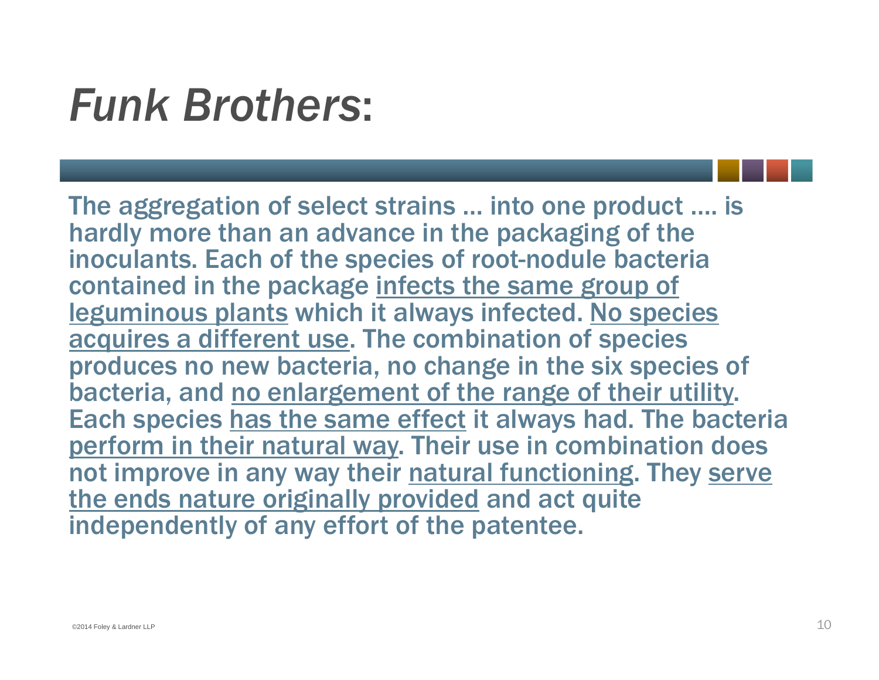# *Funk Brothers*:

The aggregation of select strains … into one product …. is hardly more than an advance in the packaging of the inoculants. Each of the species of root-nodule bacteria contained in the package <u>infects the same group of leguminous plants</u> which it always infected. <u>No species acquires a different use</u>. The combination of species produces no new bacteria, no change in the six species of bacteria, and <u>no enlargement of the range of their utility</u>. Each species <u>has the same effect</u> it always had. The bacteria <u>perform in their natural way</u>. Their use in combination does not improve in any way their <u>natural functioning</u>. They <u>serve the ends nature originally provided</u> and act quite independently of any effort of the patentee.

©2014 Foley & Lardner LLP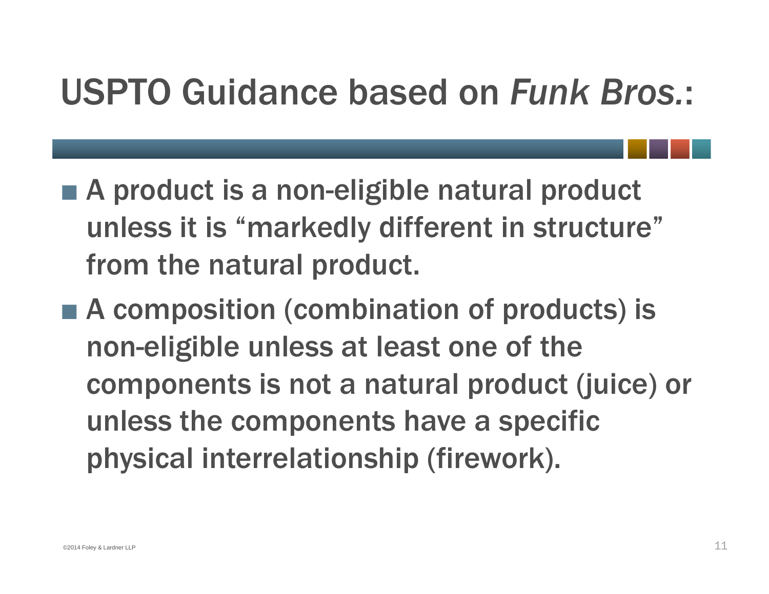# USPTO Guidance based on *Funk Bros.*:

- A product is a non-eligible natural product unless it is “markedly different in structure” from the natural product.
- A composition (combination of products) is non-eligible unless at least one of the components is not a natural product (juice) or unless the components have a specific physical interrelationship (firework).

©2014 Foley & Lardner LLP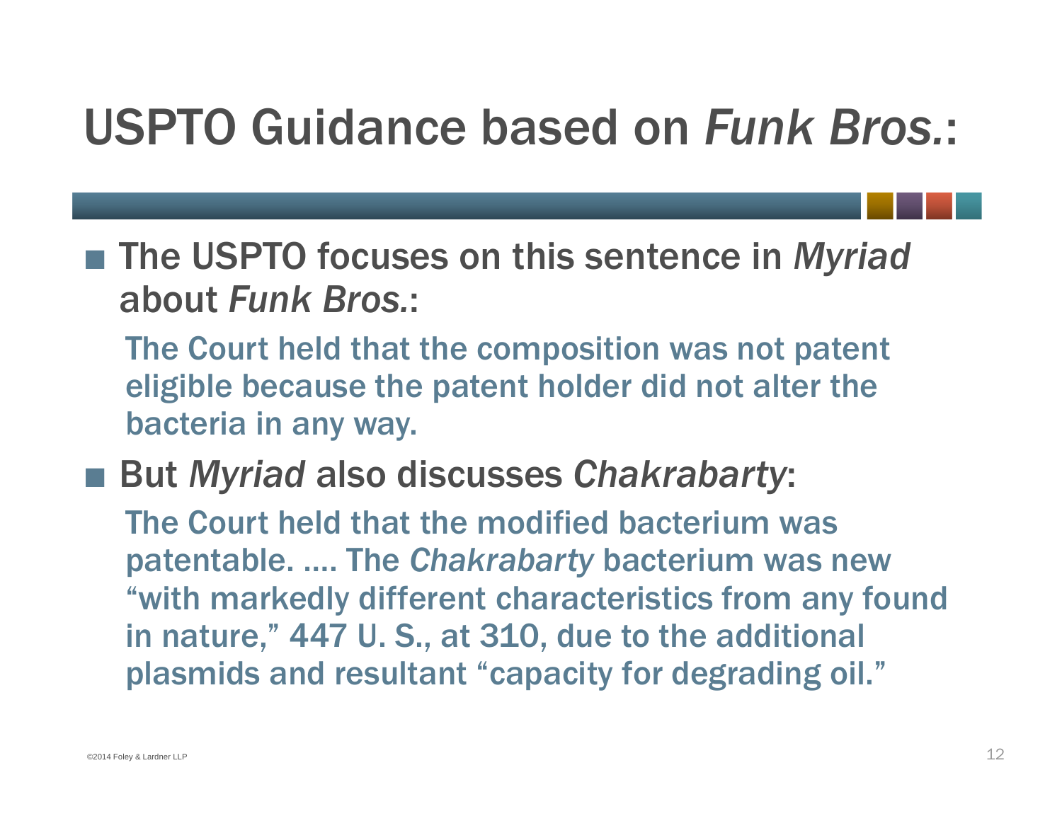# USPTO Guidance based on *Funk Bros.*:

- The USPTO focuses on this sentence in *Myriad* about *Funk Bros.*:

  The Court held that the composition was not patent eligible because the patent holder did not alter the bacteria in any way.

- But *Myriad* also discusses *Chakrabarty*:

  The Court held that the modified bacterium was patentable. .... The *Chakrabarty* bacterium was new “with markedly different characteristics from any found in nature,” 447 U. S., at 310, due to the additional plasmids and resultant “capacity for degrading oil.”

©2014 Foley & Lardner LLP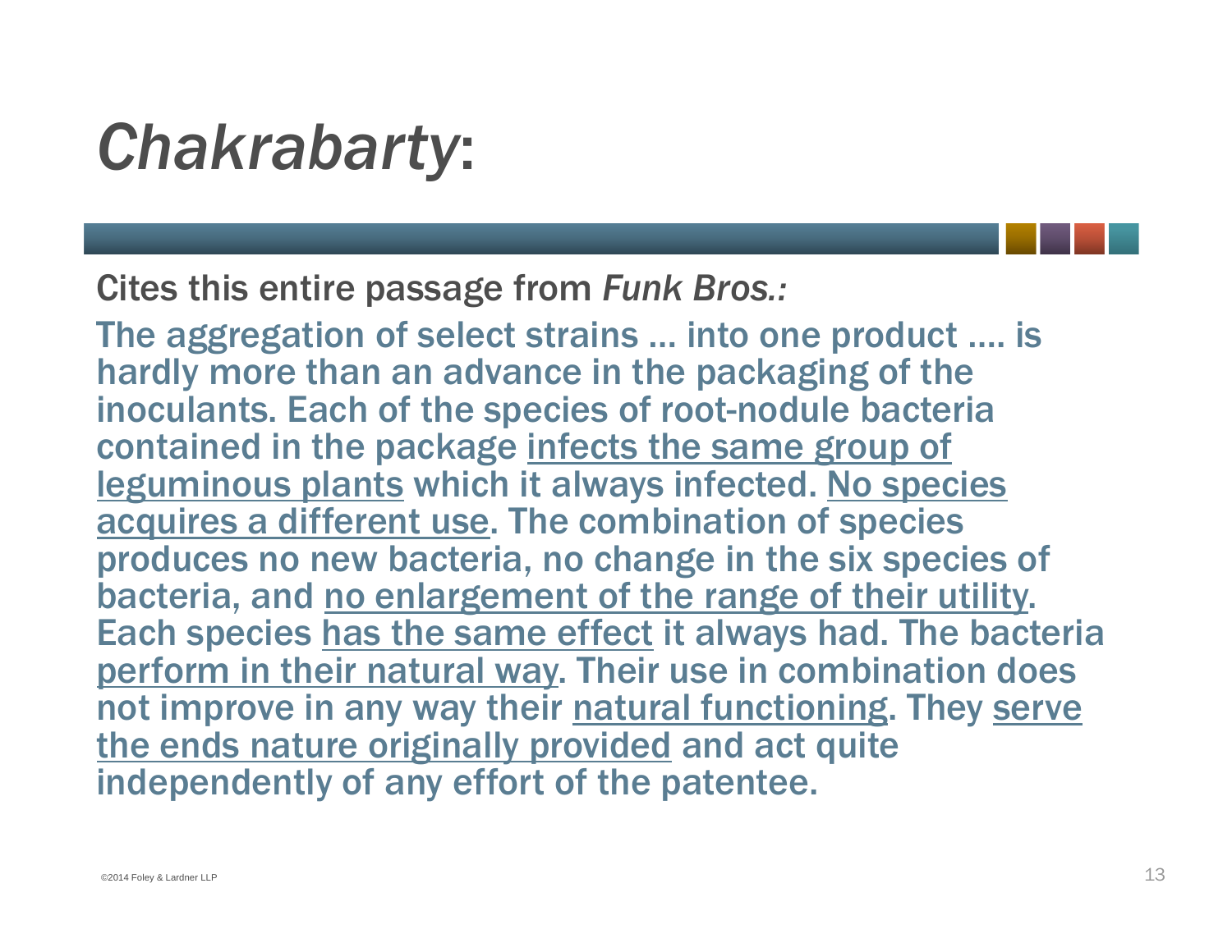# *Chakrabarty*:

Cites this entire passage from *Funk Bros.:*

The aggregation of select strains … into one product …. is hardly more than an advance in the packaging of the inoculants. Each of the species of root-nodule bacteria contained in the package <u>infects the same group of leguminous plants</u> which it always infected. <u>No species acquires a different use</u>. The combination of species produces no new bacteria, no change in the six species of bacteria, and <u>no enlargement of the range of their utility</u>. Each species <u>has the same effect</u> it always had. The bacteria <u>perform in their natural way</u>. Their use in combination does not improve in any way their <u>natural functioning</u>. They <u>serve the ends nature originally provided</u> and act quite independently of any effort of the patentee.

©2014 Foley & Lardner LLP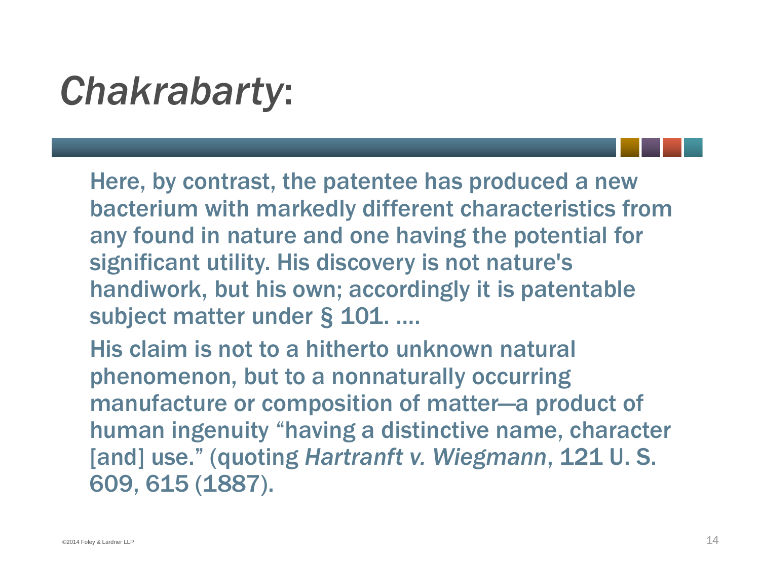# *Chakrabarty*:

Here, by contrast, the patentee has produced a new bacterium with markedly different characteristics from any found in nature and one having the potential for significant utility. His discovery is not nature's handiwork, but his own; accordingly it is patentable subject matter under § 101. ….

His claim is not to a hitherto unknown natural phenomenon, but to a nonnaturally occurring manufacture or composition of matter—a product of human ingenuity "having a distinctive name, character [and] use." (quoting *Hartranft v. Wiegmann*, 121 U. S. 609, 615 (1887).

©2014 Foley & Lardner LLP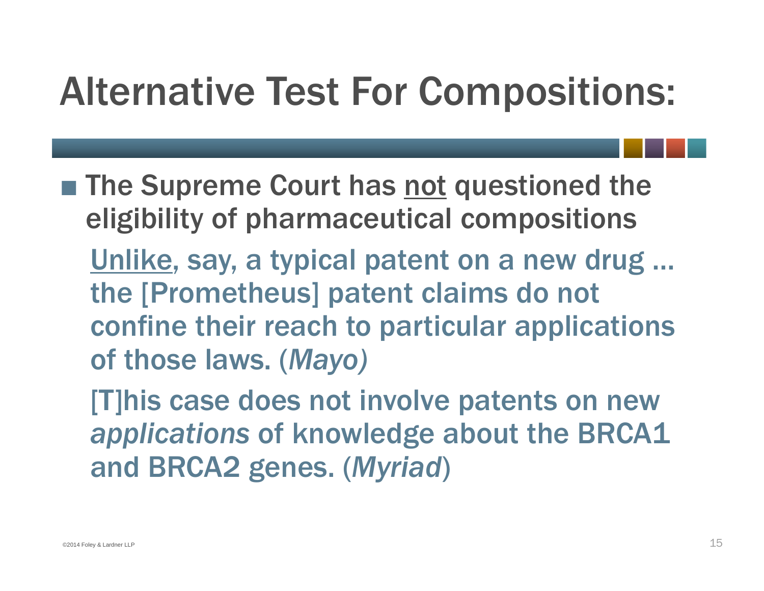# Alternative Test For Compositions:

- The Supreme Court has <u>not</u> questioned the eligibility of pharmaceutical compositions

  <u>Unlike</u>, say, a typical patent on a new drug … the [Prometheus] patent claims do not confine their reach to particular applications of those laws. (*Mayo)*

  [T]his case does not involve patents on new *applications* of knowledge about the BRCA1 and BRCA2 genes. (*Myriad*)

©2014 Foley & Lardner LLP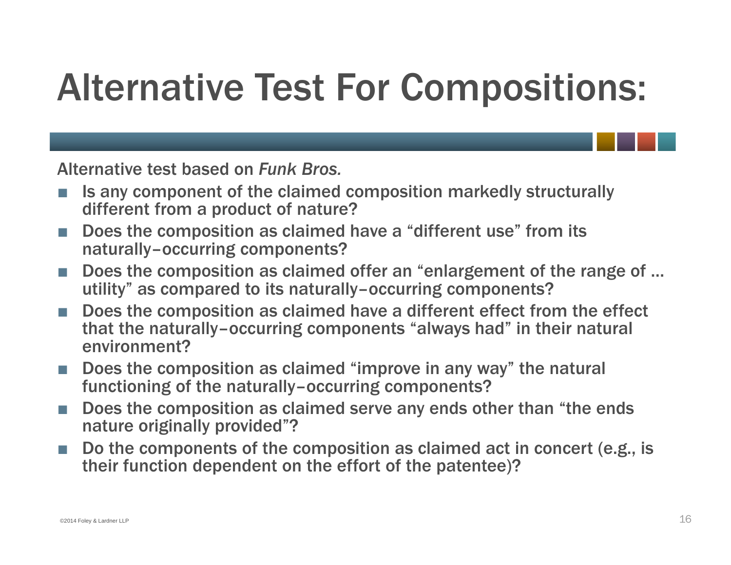# Alternative Test For Compositions:

Alternative test based on *Funk Bros.*

- Is any component of the claimed composition markedly structurally different from a product of nature?
- Does the composition as claimed have a “different use” from its naturally–occurring components?
- Does the composition as claimed offer an “enlargement of the range of … utility” as compared to its naturally–occurring components?
- Does the composition as claimed have a different effect from the effect that the naturally–occurring components “always had” in their natural environment?
- Does the composition as claimed “improve in any way” the natural functioning of the naturally–occurring components?
- Does the composition as claimed serve any ends other than “the ends nature originally provided”?
- Do the components of the composition as claimed act in concert (e.g., is their function dependent on the effort of the patentee)?

©2014 Foley & Lardner LLP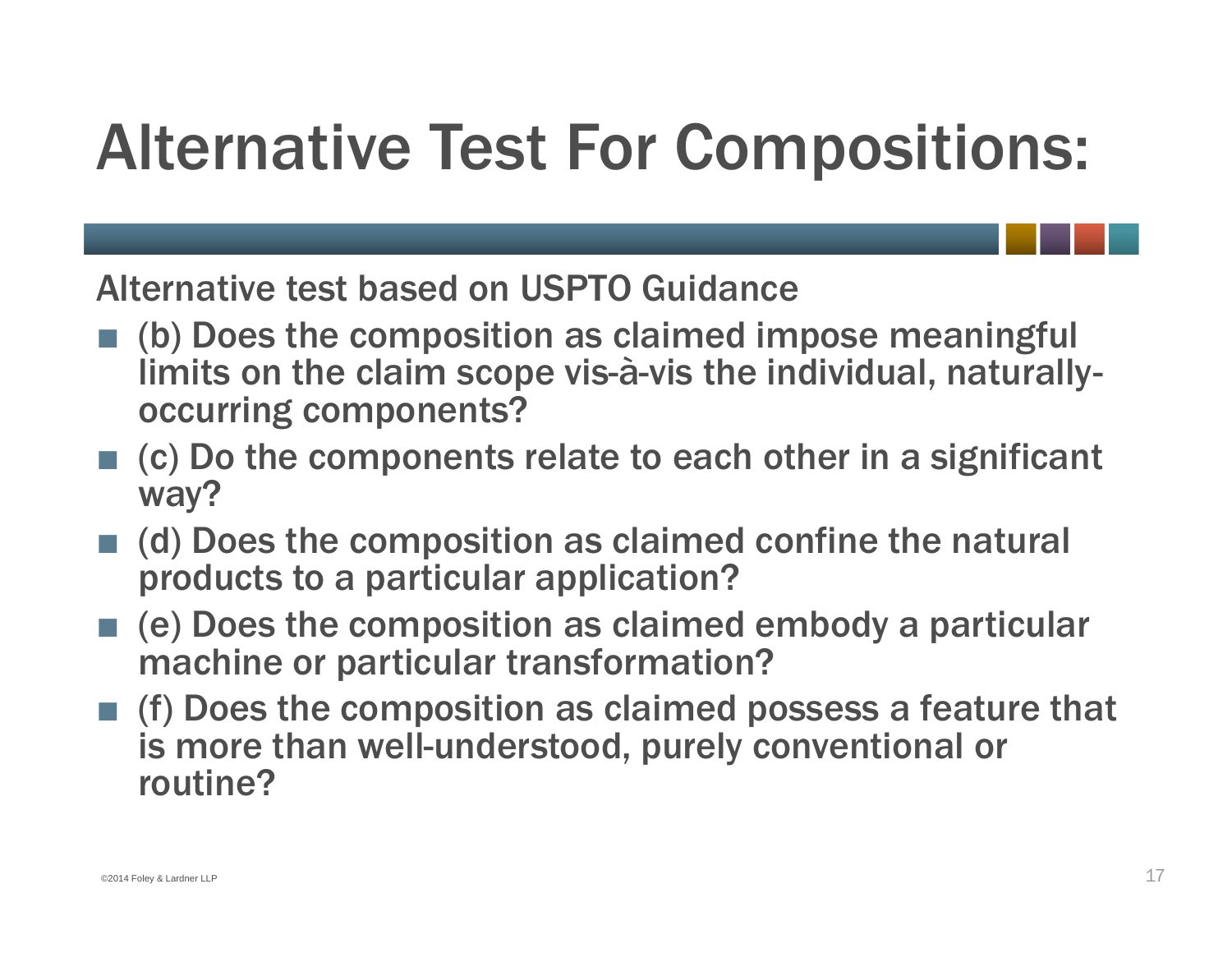# Alternative Test For Compositions:

Alternative test based on USPTO Guidance

- (b) Does the composition as claimed impose meaningful limits on the claim scope vis-à-vis the individual, naturally-occurring components?
- (c) Do the components relate to each other in a significant way?
- (d) Does the composition as claimed confine the natural products to a particular application?
- (e) Does the composition as claimed embody a particular machine or particular transformation?
- (f) Does the composition as claimed possess a feature that is more than well-understood, purely conventional or routine?

©2014 Foley & Lardner LLP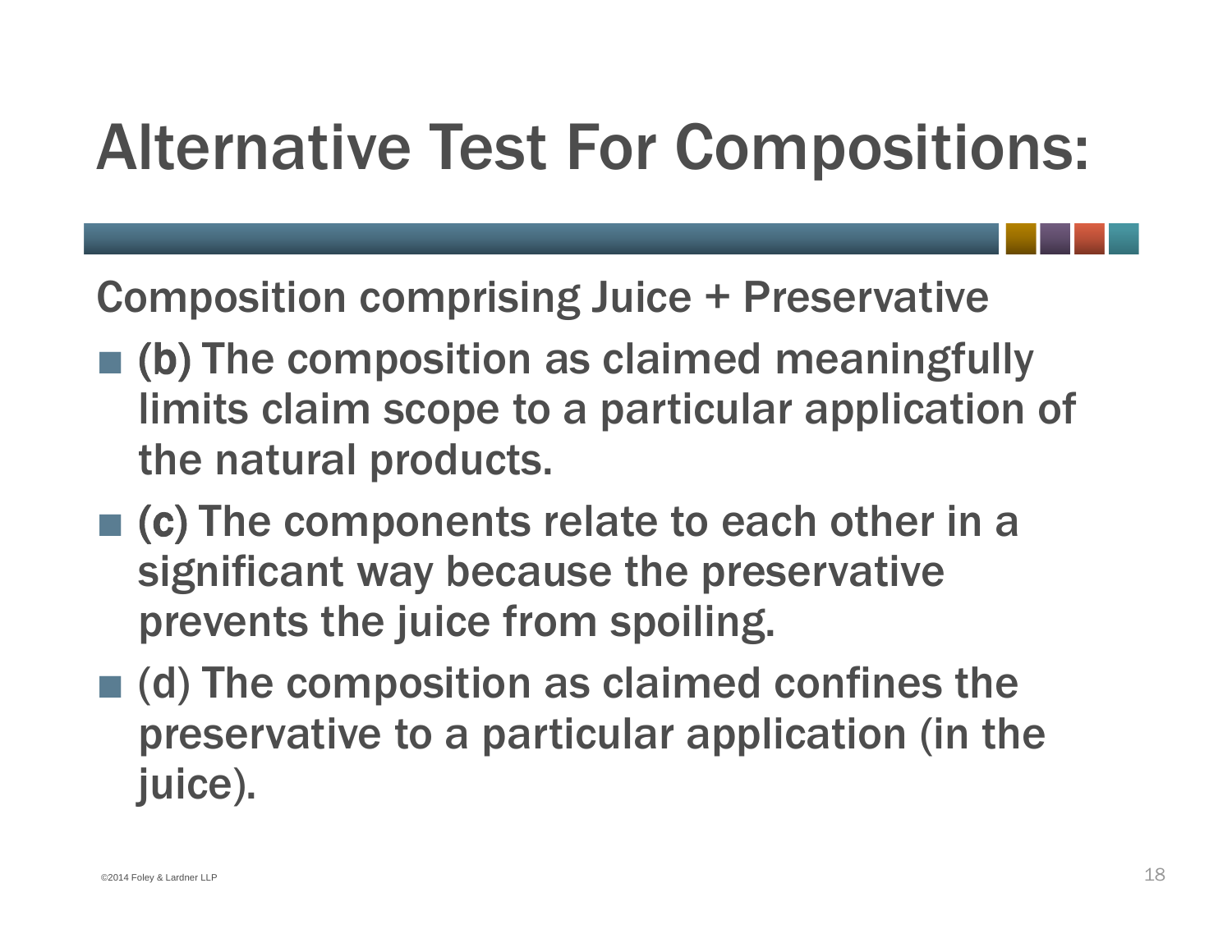# Alternative Test For Compositions:

Composition comprising Juice + Preservative

- (b) The composition as claimed meaningfully limits claim scope to a particular application of the natural products.
- (c) The components relate to each other in a significant way because the preservative prevents the juice from spoiling.
- (d) The composition as claimed confines the preservative to a particular application (in the juice).

©2014 Foley & Lardner LLP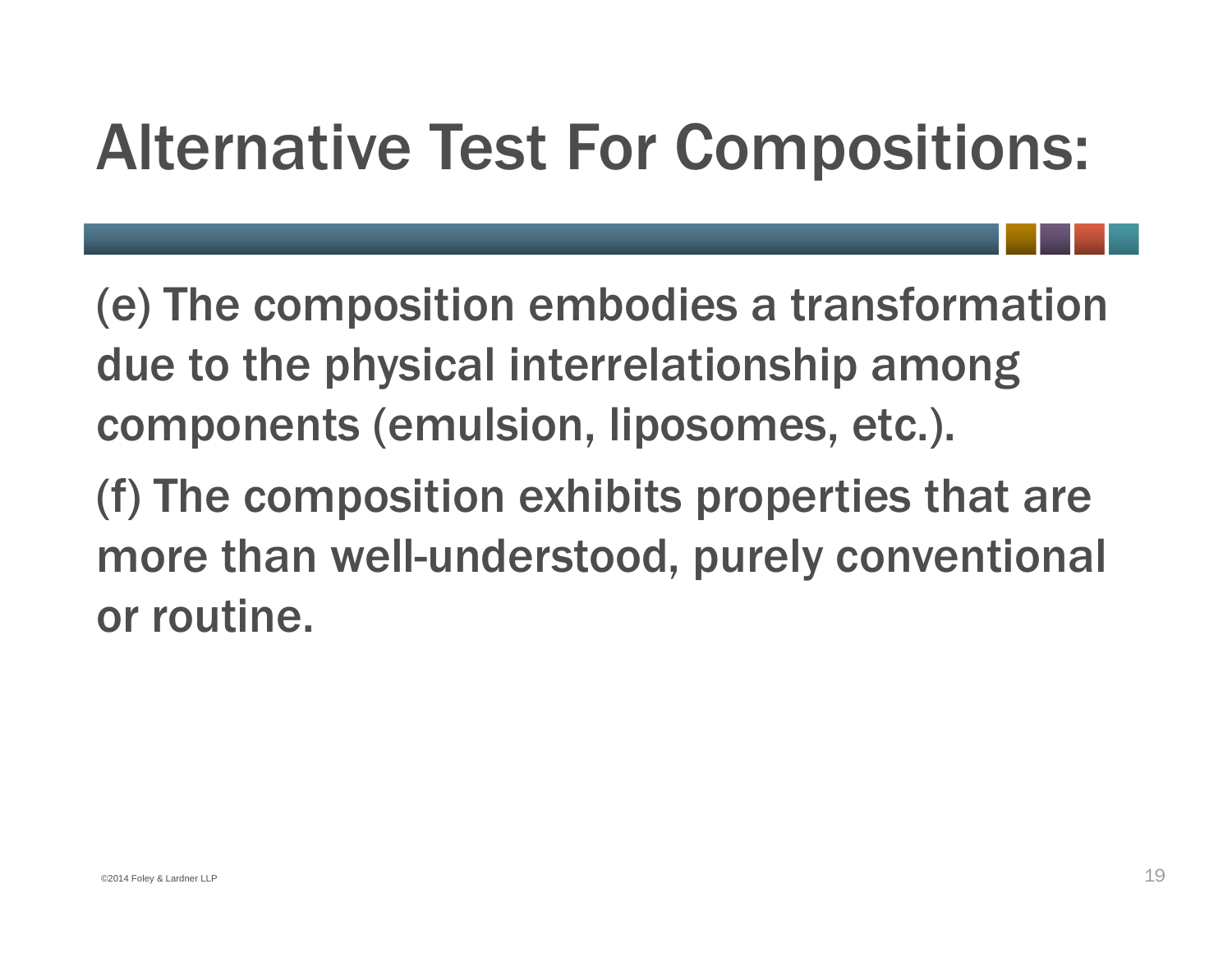# Alternative Test For Compositions:

(e) The composition embodies a transformation due to the physical interrelationship among components (emulsion, liposomes, etc.).

(f) The composition exhibits properties that are more than well-understood, purely conventional or routine.

©2014 Foley & Lardner LLP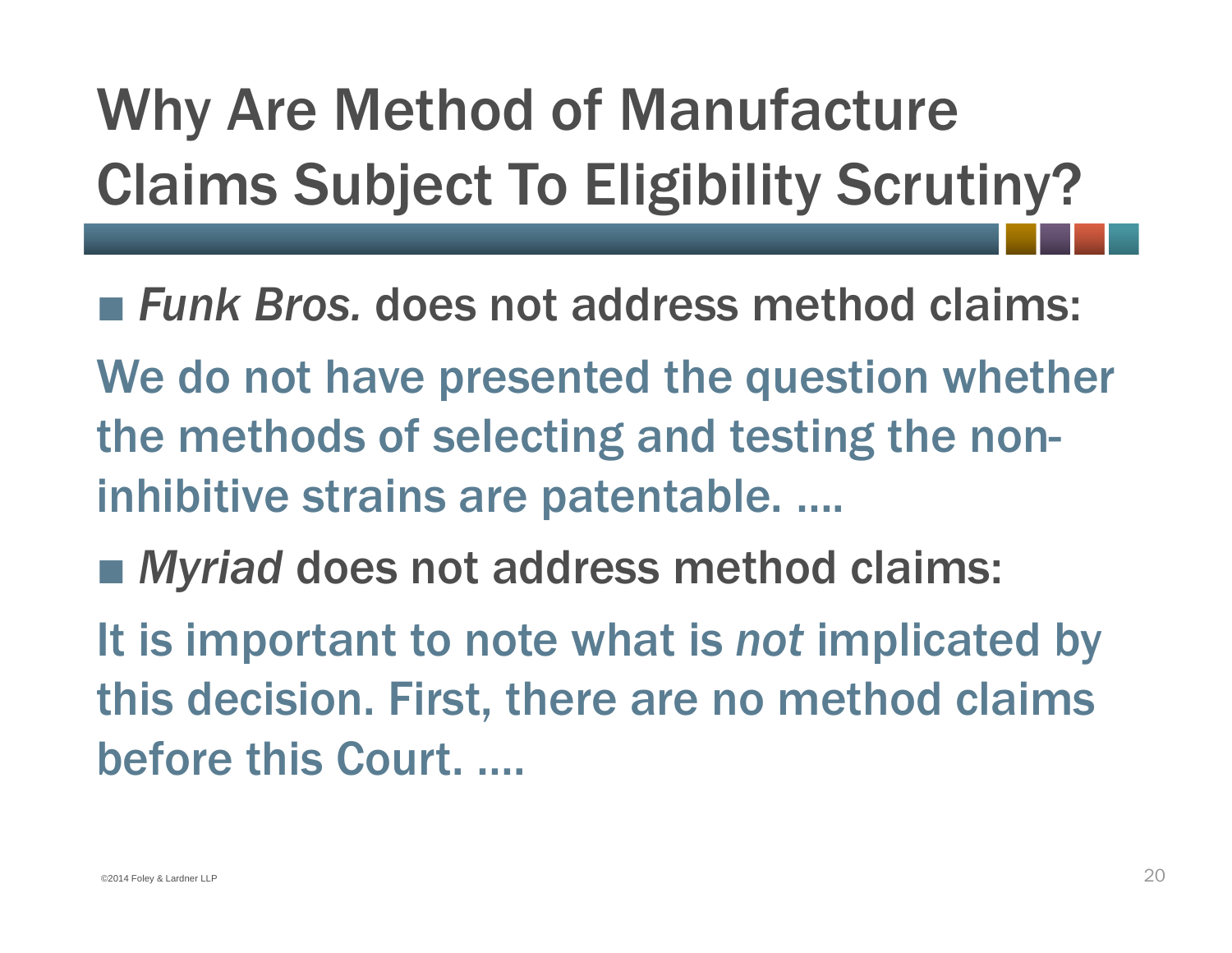# Why Are Method of Manufacture Claims Subject To Eligibility Scrutiny?

- *Funk Bros.* does not address method claims:

We do not have presented the question whether the methods of selecting and testing the non-inhibitive strains are patentable. ....

- *Myriad* does not address method claims:

It is important to note what is *not* implicated by this decision. First, there are no method claims before this Court. ....

©2014 Foley & Lardner LLP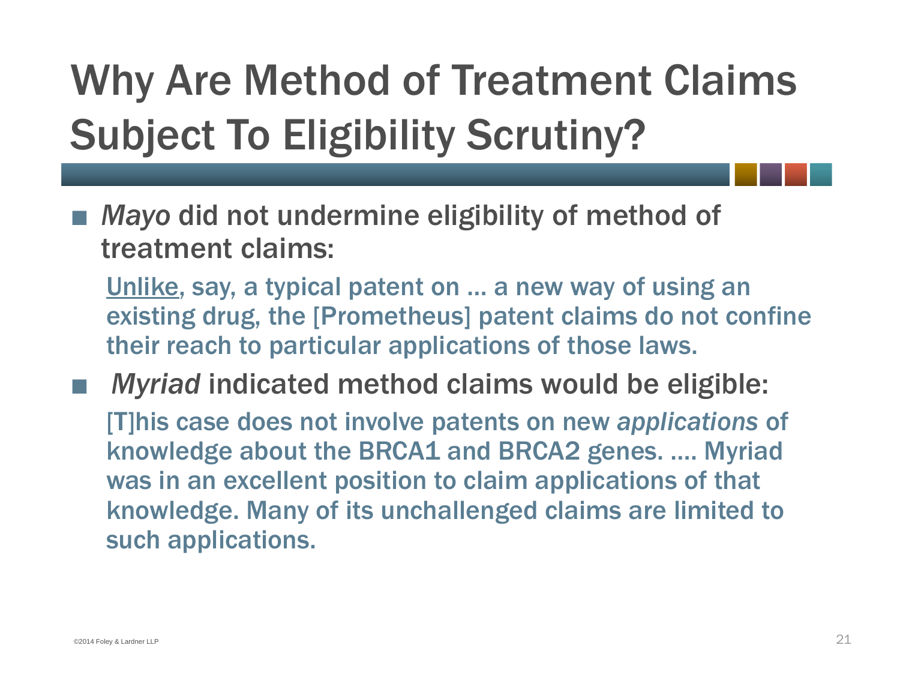# Why Are Method of Treatment Claims Subject To Eligibility Scrutiny?

- *Mayo* did not undermine eligibility of method of treatment claims:

  <u>Unlike</u>, say, a typical patent on … a new way of using an existing drug, the [Prometheus] patent claims do not confine their reach to particular applications of those laws.

- *Myriad* indicated method claims would be eligible:

  [T]his case does not involve patents on new *applications* of knowledge about the BRCA1 and BRCA2 genes. …. Myriad was in an excellent position to claim applications of that knowledge. Many of its unchallenged claims are limited to such applications.

©2014 Foley & Lardner LLP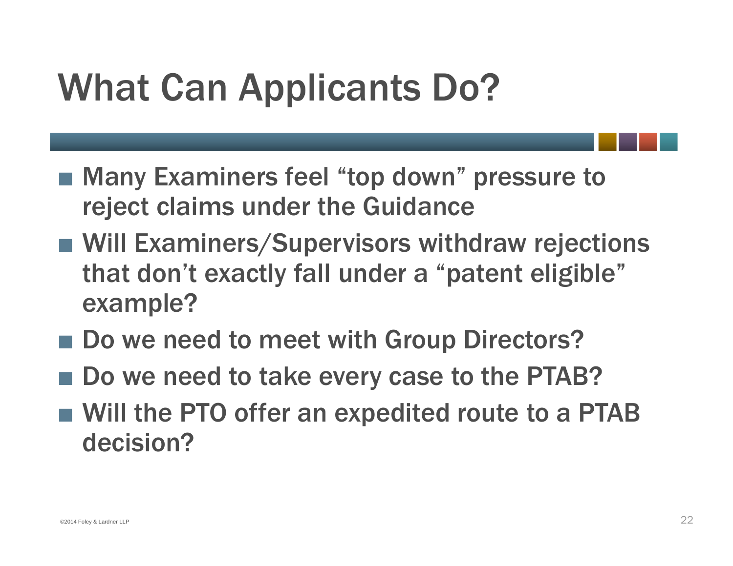# What Can Applicants Do?

- Many Examiners feel “top down” pressure to reject claims under the Guidance
- Will Examiners/Supervisors withdraw rejections that don’t exactly fall under a “patent eligible” example?
- Do we need to meet with Group Directors?
- Do we need to take every case to the PTAB?
- Will the PTO offer an expedited route to a PTAB decision?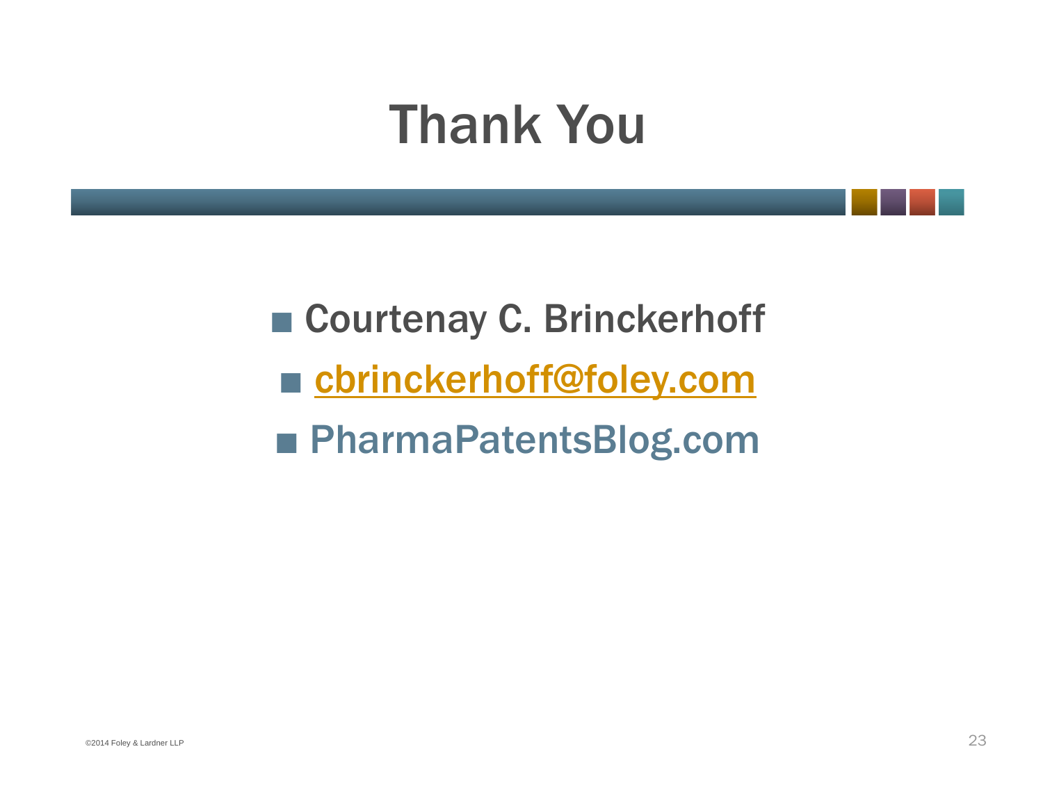# Thank You

- Courtenay C. Brinckerhoff
- cbrinckerhoff@foley.com
- PharmaPatentsBlog.com

©2014 Foley & Lardner LLP